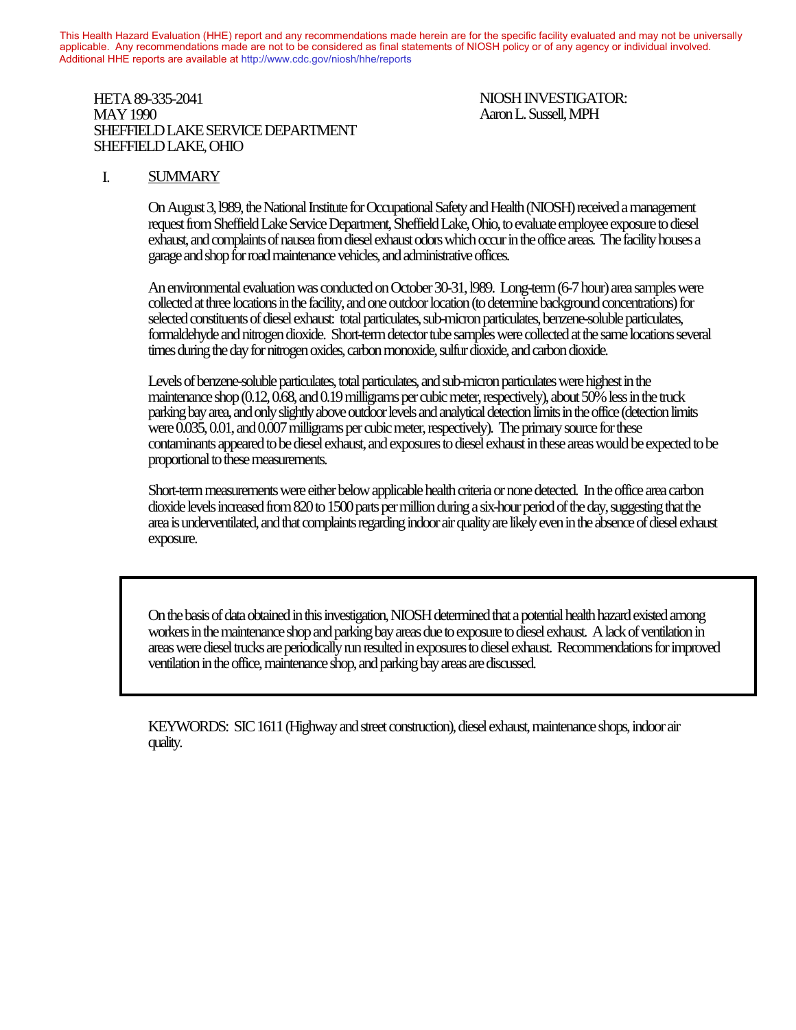This Health Hazard Evaluation (HHE) report and any recommendations made herein are for the specific facility evaluated and may not be universally applicable. Any recommendations made are not to be considered as final statements of NIOSH policy or of any agency or individual involved. Additional HHE reports are available at http://www.cdc.gov/niosh/hhe/reports

HETA 89-335-2041
MAY 1990
SHEFFIELD LAKE SERVICE DEPARTMENT
SHEFFIELD LAKE, OHIO

NIOSH INVESTIGATOR:
Aaron L. Sussell, MPH

## I. SUMMARY

On August 3, l989, the National Institute for Occupational Safety and Health (NIOSH) received a management request from Sheffield Lake Service Department, Sheffield Lake, Ohio, to evaluate employee exposure to diesel exhaust, and complaints of nausea from diesel exhaust odors which occur in the office areas. The facility houses a garage and shop for road maintenance vehicles, and administrative offices.

An environmental evaluation was conducted on October 30-31, l989. Long-term (6-7 hour) area samples were collected at three locations in the facility, and one outdoor location (to determine background concentrations) for selected constituents of diesel exhaust: total particulates, sub-micron particulates, benzene-soluble particulates, formaldehyde and nitrogen dioxide. Short-term detector tube samples were collected at the same locations several times during the day for nitrogen oxides, carbon monoxide, sulfur dioxide, and carbon dioxide.

Levels of benzene-soluble particulates, total particulates, and sub-micron particulates were highest in the maintenance shop (0.12, 0.68, and 0.19 milligrams per cubic meter, respectively), about 50% less in the truck parking bay area, and only slightly above outdoor levels and analytical detection limits in the office (detection limits were 0.035, 0.01, and 0.007 milligrams per cubic meter, respectively). The primary source for these contaminants appeared to be diesel exhaust, and exposures to diesel exhaust in these areas would be expected to be proportional to these measurements.

Short-term measurements were either below applicable health criteria or none detected. In the office area carbon dioxide levels increased from 820 to 1500 parts per million during a six-hour period of the day, suggesting that the area is underventilated, and that complaints regarding indoor air quality are likely even in the absence of diesel exhaust exposure.

On the basis of data obtained in this investigation, NIOSH determined that a potential health hazard existed among workers in the maintenance shop and parking bay areas due to exposure to diesel exhaust. A lack of ventilation in areas were diesel trucks are periodically run resulted in exposures to diesel exhaust. Recommendations for improved ventilation in the office, maintenance shop, and parking bay areas are discussed.

KEYWORDS: SIC 1611 (Highway and street construction), diesel exhaust, maintenance shops, indoor air quality.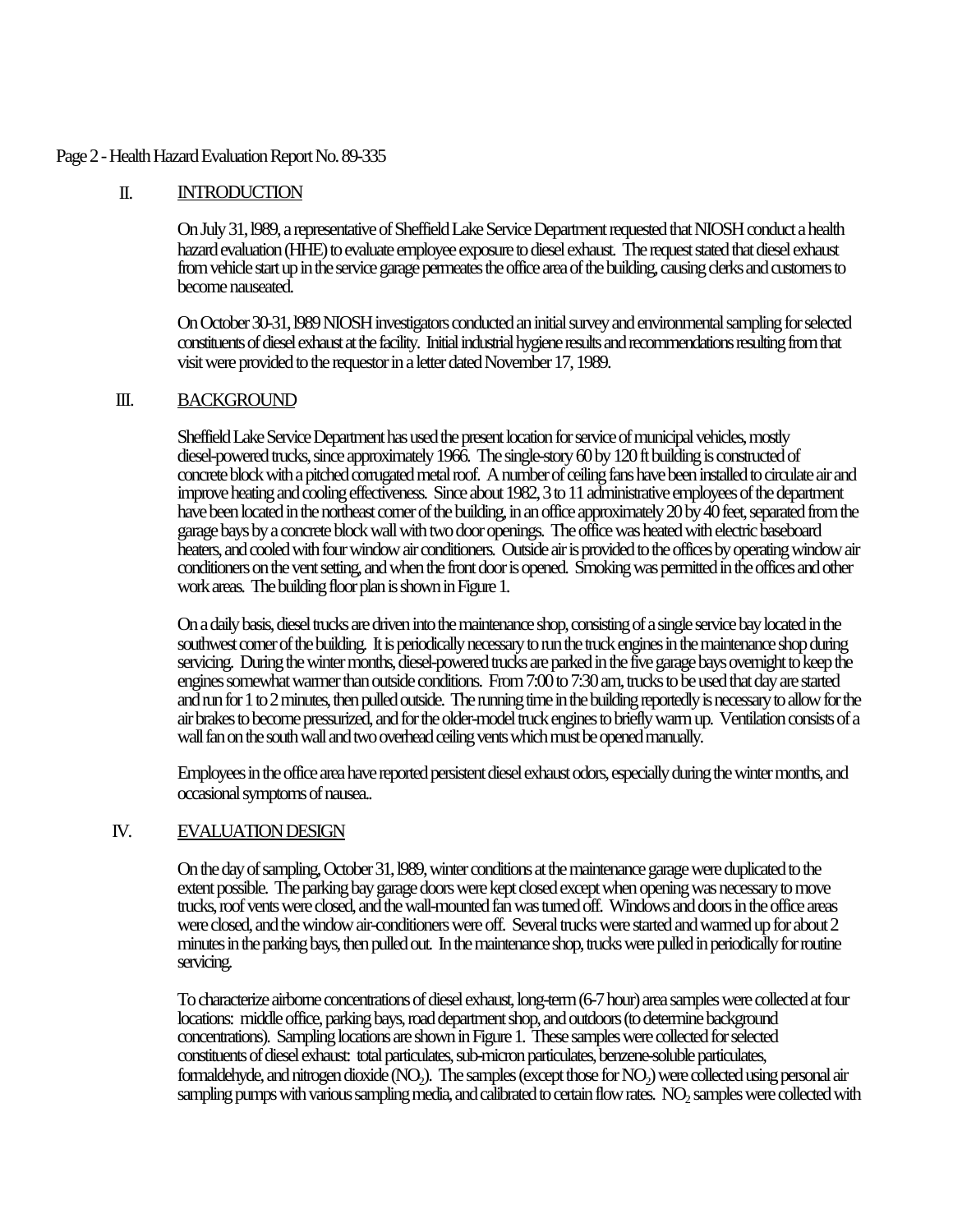## II. INTRODUCTION

On July 31, l989, a representative of Sheffield Lake Service Department requested that NIOSH conduct a health hazard evaluation (HHE) to evaluate employee exposure to diesel exhaust. The request stated that diesel exhaust from vehicle start up in the service garage permeates the office area of the building, causing clerks and customers to become nauseated.

On October 30-31, l989 NIOSH investigators conducted an initial survey and environmental sampling for selected constituents of diesel exhaust at the facility. Initial industrial hygiene results and recommendations resulting from that visit were provided to the requestor in a letter dated November 17, 1989.

## III. BACKGROUND

Sheffield Lake Service Department has used the present location for service of municipal vehicles, mostly diesel-powered trucks, since approximately 1966. The single-story 60 by 120 ft building is constructed of concrete block with a pitched corrugated metal roof. A number of ceiling fans have been installed to circulate air and improve heating and cooling effectiveness. Since about 1982, 3 to 11 administrative employees of the department have been located in the northeast corner of the building, in an office approximately 20 by 40 feet, separated from the garage bays by a concrete block wall with two door openings. The office was heated with electric baseboard heaters, and cooled with four window air conditioners. Outside air is provided to the offices by operating window air conditioners on the vent setting, and when the front door is opened. Smoking was permitted in the offices and other work areas. The building floor plan is shown in Figure 1.

On a daily basis, diesel trucks are driven into the maintenance shop, consisting of a single service bay located in the southwest corner of the building. It is periodically necessary to run the truck engines in the maintenance shop during servicing. During the winter months, diesel-powered trucks are parked in the five garage bays overnight to keep the engines somewhat warmer than outside conditions. From 7:00 to 7:30 am, trucks to be used that day are started and run for 1 to 2 minutes, then pulled outside. The running time in the building reportedly is necessary to allow for the air brakes to become pressurized, and for the older-model truck engines to briefly warm up. Ventilation consists of a wall fan on the south wall and two overhead ceiling vents which must be opened manually.

Employees in the office area have reported persistent diesel exhaust odors, especially during the winter months, and occasional symptoms of nausea..

## IV. EVALUATION DESIGN

On the day of sampling, October 31, l989, winter conditions at the maintenance garage were duplicated to the extent possible. The parking bay garage doors were kept closed except when opening was necessary to move trucks, roof vents were closed, and the wall-mounted fan was turned off. Windows and doors in the office areas were closed, and the window air-conditioners were off. Several trucks were started and warmed up for about 2 minutes in the parking bays, then pulled out. In the maintenance shop, trucks were pulled in periodically for routine servicing.

To characterize airborne concentrations of diesel exhaust, long-term (6-7 hour) area samples were collected at four locations: middle office, parking bays, road department shop, and outdoors (to determine background concentrations). Sampling locations are shown in Figure 1. These samples were collected for selected constituents of diesel exhaust: total particulates, sub-micron particulates, benzene-soluble particulates, formaldehyde, and nitrogen dioxide ($NO_2$). The samples (except those for $NO_2$) were collected using personal air sampling pumps with various sampling media, and calibrated to certain flow rates. $NO_2$ samples were collected with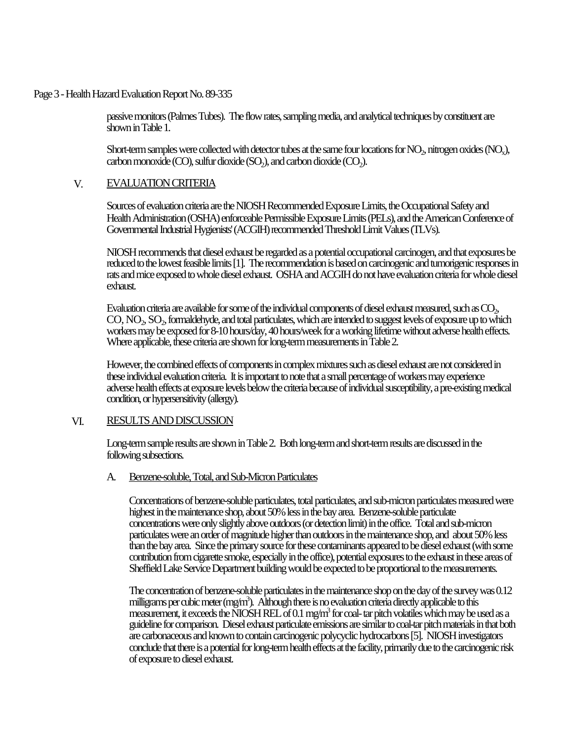passive monitors (Palmes Tubes). The flow rates, sampling media, and analytical techniques by constituent are shown in Table 1.

Short-term samples were collected with detector tubes at the same four locations for $NO_2$, nitrogen oxides ($NO_x$), carbon monoxide (CO), sulfur dioxide ($SO_2$), and carbon dioxide ($CO_2$).

## V. EVALUATION CRITERIA

Sources of evaluation criteria are the NIOSH Recommended Exposure Limits, the Occupational Safety and Health Administration (OSHA) enforceable Permissible Exposure Limits (PELs), and the American Conference of Governmental Industrial Hygienists' (ACGIH) recommended Threshold Limit Values (TLVs).

NIOSH recommends that diesel exhaust be regarded as a potential occupational carcinogen, and that exposures be reduced to the lowest feasible limits [1]. The recommendation is based on carcinogenic and tumorigenic responses in rats and mice exposed to whole diesel exhaust. OSHA and ACGIH do not have evaluation criteria for whole diesel exhaust.

Evaluation criteria are available for some of the individual components of diesel exhaust measured, such as $CO_2$, CO, $NO_2$, $SO_2$, formaldehyde, and total particulates, which are intended to suggest levels of exposure up to which workers may be exposed for 8-10 hours/day, 40 hours/week for a working lifetime without adverse health effects. Where applicable, these criteria are shown for long-term measurements in Table 2.

However, the combined effects of components in complex mixtures such as diesel exhaust are not considered in these individual evaluation criteria. It is important to note that a small percentage of workers may experience adverse health effects at exposure levels below the criteria because of individual susceptibility, a pre-existing medical condition, or hypersensitivity (allergy).

## VI. RESULTS AND DISCUSSION

Long-term sample results are shown in Table 2. Both long-term and short-term results are discussed in the following subsections.

### A. Benzene-soluble, Total, and Sub-Micron Particulates

Concentrations of benzene-soluble particulates, total particulates, and sub-micron particulates measured were highest in the maintenance shop, about 50% less in the bay area. Benzene-soluble particulate concentrations were only slightly above outdoors (or detection limit) in the office. Total and sub-micron particulates were an order of magnitude higher than outdoors in the maintenance shop, and about 50% less than the bay area. Since the primary source for these contaminants appeared to be diesel exhaust (with some contribution from cigarette smoke, especially in the office), potential exposures to the exhaust in these areas of Sheffield Lake Service Department building would be expected to be proportional to the measurements.

The concentration of benzene-soluble particulates in the maintenance shop on the day of the survey was 0.12 milligrams per cubic meter (mg/m$^3$). Although there is no evaluation criteria directly applicable to this measurement, it exceeds the NIOSH REL of 0.1 mg/m$^3$ for coal- tar pitch volatiles which may be used as a guideline for comparison. Diesel exhaust particulate emissions are similar to coal-tar pitch materials in that both are carbonaceous and known to contain carcinogenic polycyclic hydrocarbons [5]. NIOSH investigators conclude that there is a potential for long-term health effects at the facility, primarily due to the carcinogenic risk of exposure to diesel exhaust.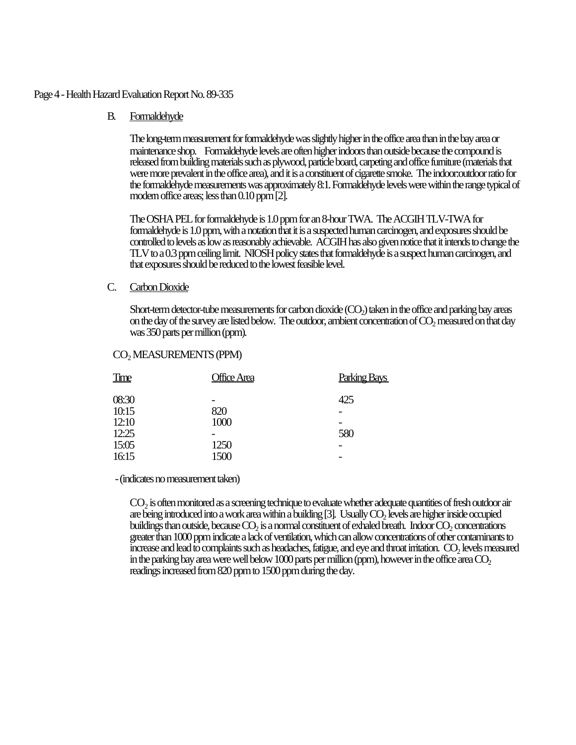## B. Formaldehyde

The long-term measurement for formaldehyde was slightly higher in the office area than in the bay area or maintenance shop. Formaldehyde levels are often higher indoors than outside because the compound is released from building materials such as plywood, particle board, carpeting and office furniture (materials that were more prevalent in the office area), and it is a constituent of cigarette smoke. The indoor:outdoor ratio for the formaldehyde measurements was approximately 8:1. Formaldehyde levels were within the range typical of modern office areas; less than 0.10 ppm [2].

The OSHA PEL for formaldehyde is 1.0 ppm for an 8-hour TWA. The ACGIH TLV-TWA for formaldehyde is 1.0 ppm, with a notation that it is a suspected human carcinogen, and exposures should be controlled to levels as low as reasonably achievable. ACGIH has also given notice that it intends to change the TLV to a 0.3 ppm ceiling limit. NIOSH policy states that formaldehyde is a suspect human carcinogen, and that exposures should be reduced to the lowest feasible level.

## C. Carbon Dioxide

Short-term detector-tube measurements for carbon dioxide ($CO_2$) taken in the office and parking bay areas on the day of the survey are listed below. The outdoor, ambient concentration of $CO_2$ measured on that day was 350 parts per million (ppm).

$CO_2$ MEASUREMENTS (PPM)

| Time | Office Area | Parking Bays |
|---|---|---|
| 08:30 | - | 425 |
| 10:15 | 820 | - |
| 12:10 | 1000 | - |
| 12:25 | - | 580 |
| 15:05 | 1250 | - |
| 16:15 | 1500 | - |

- (indicates no measurement taken)

$CO_2$ is often monitored as a screening technique to evaluate whether adequate quantities of fresh outdoor air are being introduced into a work area within a building [3]. Usually $CO_2$ levels are higher inside occupied buildings than outside, because $CO_2$ is a normal constituent of exhaled breath. Indoor $CO_2$ concentrations greater than 1000 ppm indicate a lack of ventilation, which can allow concentrations of other contaminants to increase and lead to complaints such as headaches, fatigue, and eye and throat irritation. $CO_2$ levels measured in the parking bay area were well below 1000 parts per million (ppm), however in the office area $CO_2$ readings increased from 820 ppm to 1500 ppm during the day.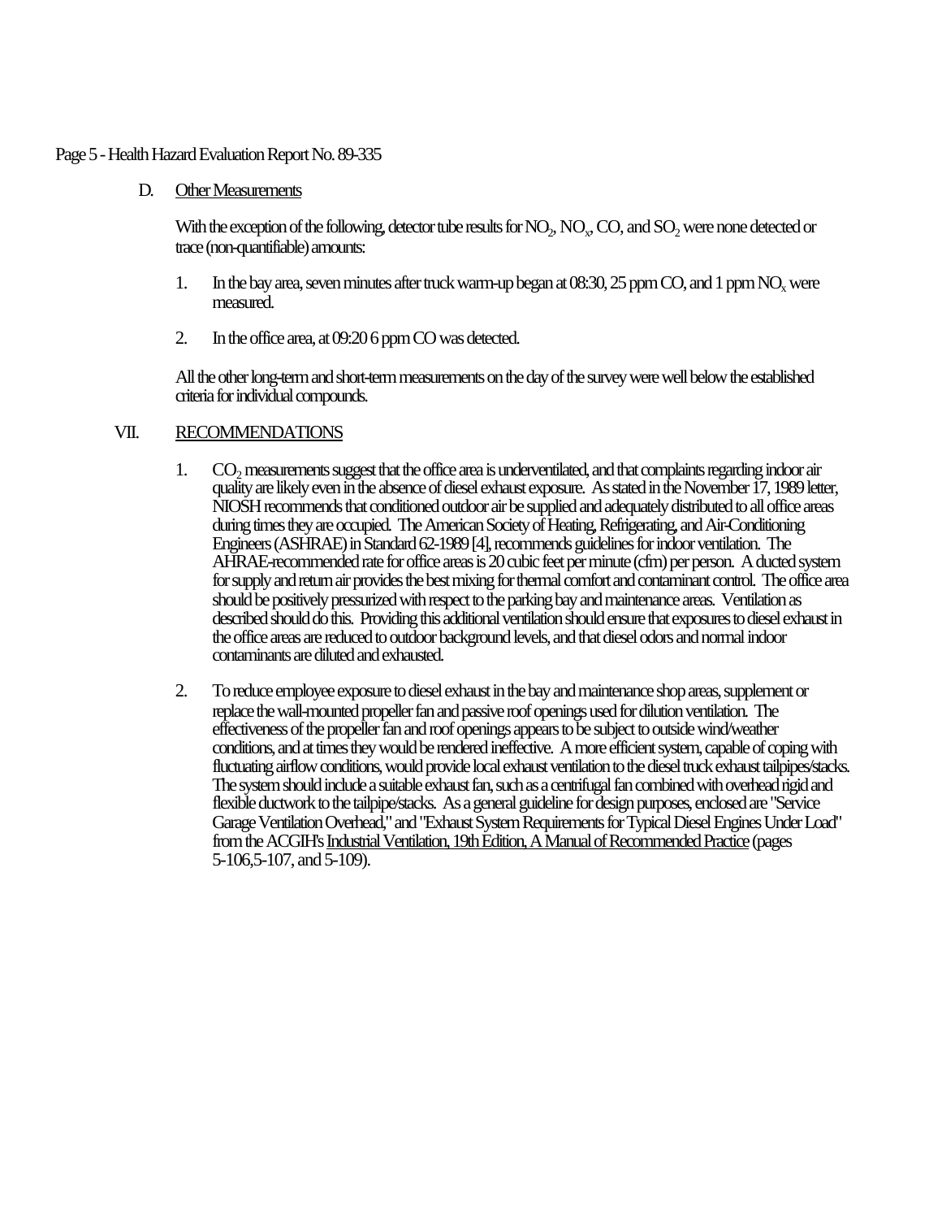### D. Other Measurements

With the exception of the following, detector tube results for $NO_2$, $NO_x$, CO, and $SO_2$ were none detected or trace (non-quantifiable) amounts:

1. In the bay area, seven minutes after truck warm-up began at 08:30, 25 ppm CO, and 1 ppm $NO_x$ were measured.

2. In the office area, at 09:20 6 ppm CO was detected.

All the other long-term and short-term measurements on the day of the survey were well below the established criteria for individual compounds.

## VII. RECOMMENDATIONS

1. $CO_2$ measurements suggest that the office area is underventilated, and that complaints regarding indoor air quality are likely even in the absence of diesel exhaust exposure. As stated in the November 17, 1989 letter, NIOSH recommends that conditioned outdoor air be supplied and adequately distributed to all office areas during times they are occupied. The American Society of Heating, Refrigerating, and Air-Conditioning Engineers (ASHRAE) in Standard 62-1989 [4], recommends guidelines for indoor ventilation. The AHRAE-recommended rate for office areas is 20 cubic feet per minute (cfm) per person. A ducted system for supply and return air provides the best mixing for thermal comfort and contaminant control. The office area should be positively pressurized with respect to the parking bay and maintenance areas. Ventilation as described should do this. Providing this additional ventilation should ensure that exposures to diesel exhaust in the office areas are reduced to outdoor background levels, and that diesel odors and normal indoor contaminants are diluted and exhausted.

2. To reduce employee exposure to diesel exhaust in the bay and maintenance shop areas, supplement or replace the wall-mounted propeller fan and passive roof openings used for dilution ventilation. The effectiveness of the propeller fan and roof openings appears to be subject to outside wind/weather conditions, and at times they would be rendered ineffective. A more efficient system, capable of coping with fluctuating airflow conditions, would provide local exhaust ventilation to the diesel truck exhaust tailpipes/stacks. The system should include a suitable exhaust fan, such as a centrifugal fan combined with overhead rigid and flexible ductwork to the tailpipe/stacks. As a general guideline for design purposes, enclosed are "Service Garage Ventilation Overhead," and "Exhaust System Requirements for Typical Diesel Engines Under Load" from the ACGIH's Industrial Ventilation, 19th Edition, A Manual of Recommended Practice (pages 5-106, 5-107, and 5-109).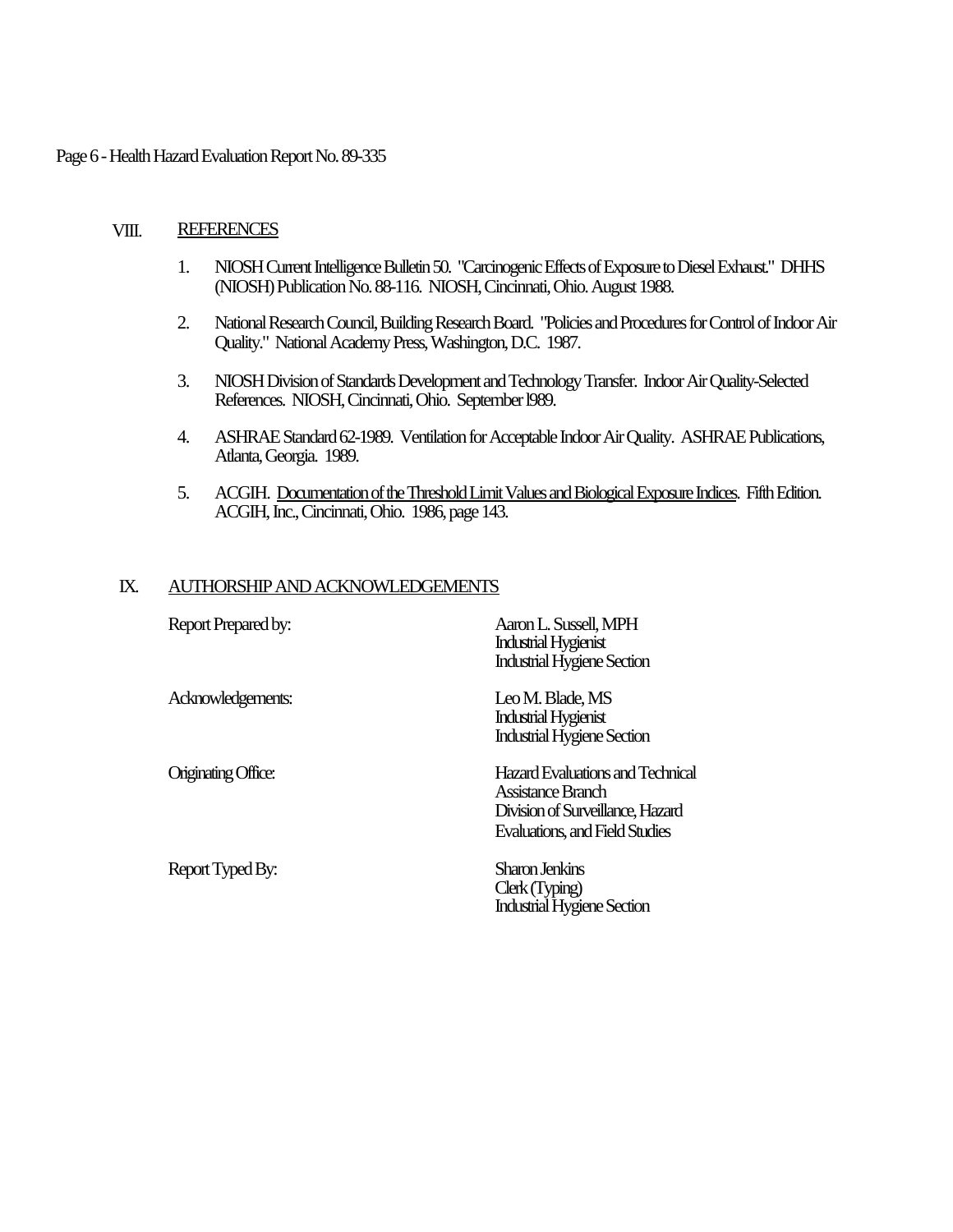## VIII. REFERENCES

1. NIOSH Current Intelligence Bulletin 50. "Carcinogenic Effects of Exposure to Diesel Exhaust." DHHS (NIOSH) Publication No. 88-116. NIOSH, Cincinnati, Ohio. August 1988.

2. National Research Council, Building Research Board. "Policies and Procedures for Control of Indoor Air Quality." National Academy Press, Washington, D.C. 1987.

3. NIOSH Division of Standards Development and Technology Transfer. Indoor Air Quality-Selected References. NIOSH, Cincinnati, Ohio. September l989.

4. ASHRAE Standard 62-1989. Ventilation for Acceptable Indoor Air Quality. ASHRAE Publications, Atlanta, Georgia. 1989.

5. ACGIH. Documentation of the Threshold Limit Values and Biological Exposure Indices. Fifth Edition. ACGIH, Inc., Cincinnati, Ohio. 1986, page 143.

## IX. AUTHORSHIP AND ACKNOWLEDGEMENTS

| | |
|---|---|
| Report Prepared by: | Aaron L. Sussell, MPH<br>Industrial Hygienist<br>Industrial Hygiene Section |
| Acknowledgements: | Leo M. Blade, MS<br>Industrial Hygienist<br>Industrial Hygiene Section |
| Originating Office: | Hazard Evaluations and Technical Assistance Branch<br>Division of Surveillance, Hazard Evaluations, and Field Studies |
| Report Typed By: | Sharon Jenkins<br>Clerk (Typing)<br>Industrial Hygiene Section |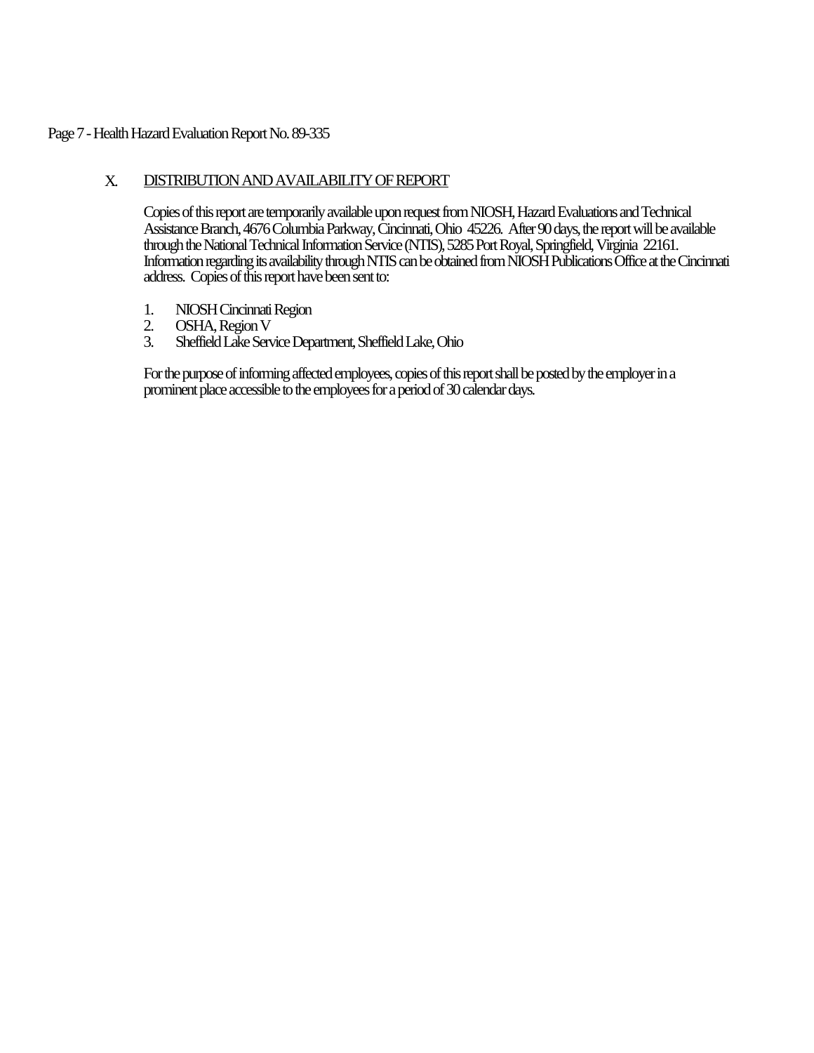## X. DISTRIBUTION AND AVAILABILITY OF REPORT

Copies of this report are temporarily available upon request from NIOSH, Hazard Evaluations and Technical Assistance Branch, 4676 Columbia Parkway, Cincinnati, Ohio 45226. After 90 days, the report will be available through the National Technical Information Service (NTIS), 5285 Port Royal, Springfield, Virginia 22161. Information regarding its availability through NTIS can be obtained from NIOSH Publications Office at the Cincinnati address. Copies of this report have been sent to:

1. NIOSH Cincinnati Region
2. OSHA, Region V
3. Sheffield Lake Service Department, Sheffield Lake, Ohio

For the purpose of informing affected employees, copies of this report shall be posted by the employer in a prominent place accessible to the employees for a period of 30 calendar days.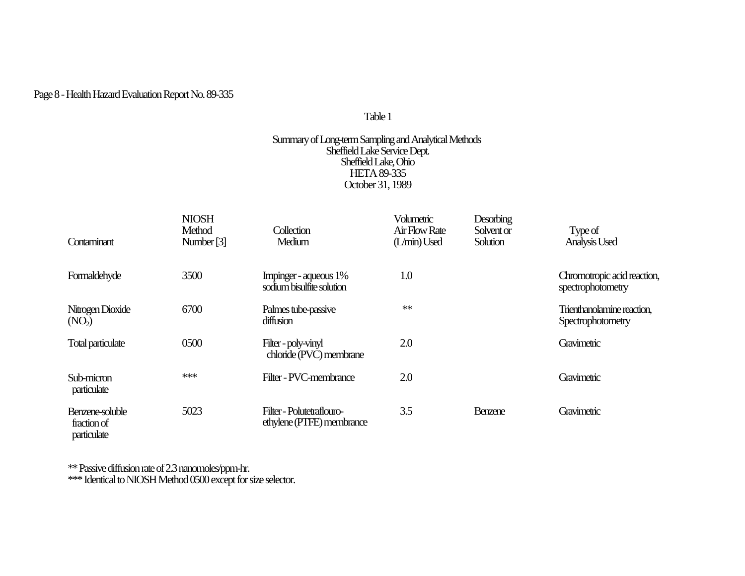Table 1

Summary of Long-term Sampling and Analytical Methods
Sheffield Lake Service Dept.
Sheffield Lake, Ohio
HETA 89-335
October 31, 1989

| Contaminant | NIOSH Method Number [3] | Collection Medium | Volumetric Air Flow Rate (L/min) Used | Desorbing Solvent or Solution | Type of Analysis Used |
|---|---|---|---|---|---|
| Formaldehyde | 3500 | Impinger - aqueous 1% sodium bisulfite solution | 1.0 | | Chromotropic acid reaction, spectrophotometry |
| Nitrogen Dioxide ($NO_2$) | 6700 | Palmes tube-passive diffusion | ** | | Trienthanolamine reaction, Spectrophotometry |
| Total particulate | 0500 | Filter - poly-vinyl chloride (PVC) membrane | 2.0 | | Gravimetric |
| Sub-micron particulate | *** | Filter - PVC-membrance | 2.0 | | Gravimetric |
| Benzene-soluble fraction of particulate | 5023 | Filter - Polutetraflouro-ethylene (PTFE) membrance | 3.5 | Benzene | Gravimetric |

** Passive diffusion rate of 2.3 nanomoles/ppm-hr.
*** Identical to NIOSH Method 0500 except for size selector.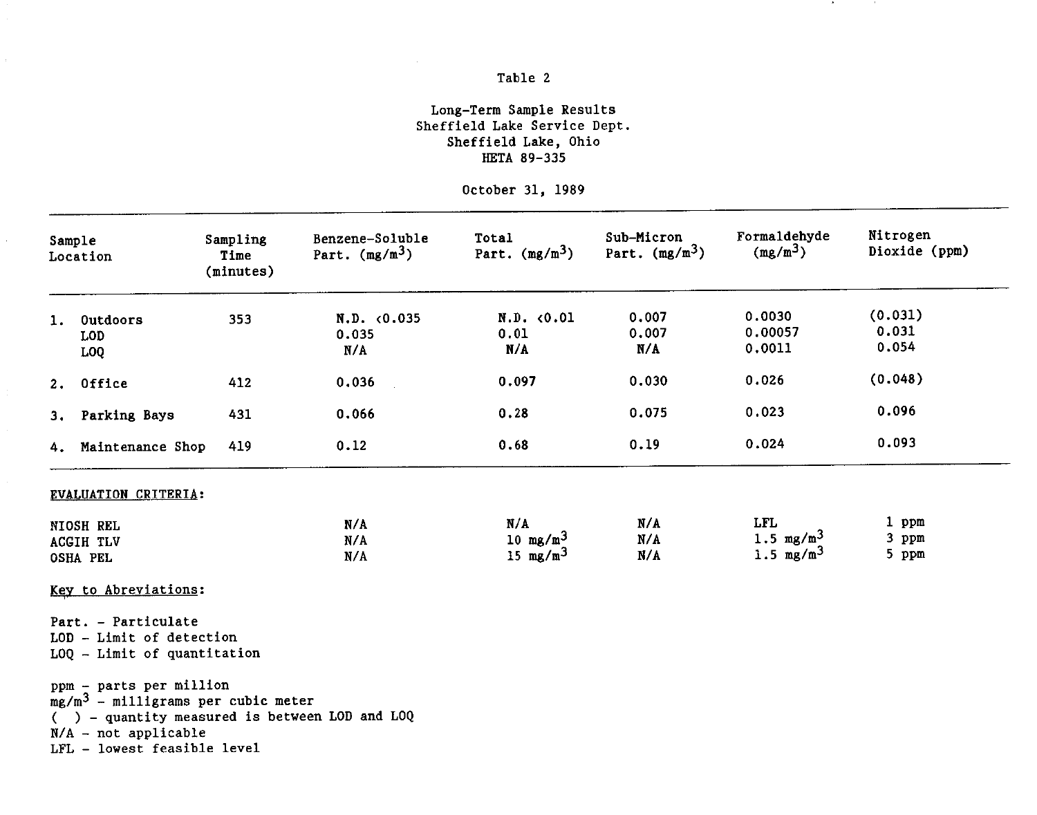Table 2

Long-Term Sample Results
Sheffield Lake Service Dept.
Sheffield Lake, Ohio
HETA 89-335

October 31, 1989

| Sample Location | Sampling Time (minutes) | Benzene-Soluble Part. ($mg/m^3$) | Total Part. ($mg/m^3$) | Sub-Micron Part. ($mg/m^3$) | Formaldehyde ($mg/m^3$) | Nitrogen Dioxide (ppm) |
|---|---|---|---|---|---|---|
| 1. Outdoors | 353 | N.D. <0.035 | N.D. <0.01 | 0.007 | 0.0030 | (0.031) |
| LOD | | 0.035 | 0.01 | 0.007 | 0.00057 | 0.031 |
| LOQ | | N/A | N/A | N/A | 0.0011 | 0.054 |
| 2. Office | 412 | 0.036 | 0.097 | 0.030 | 0.026 | (0.048) |
| 3. Parking Bays | 431 | 0.066 | 0.28 | 0.075 | 0.023 | 0.096 |
| 4. Maintenance Shop | 419 | 0.12 | 0.68 | 0.19 | 0.024 | 0.093 |
| EVALUATION CRITERIA: | | | | | | |
| NIOSH REL | | N/A | N/A | N/A | LFL | 1 ppm |
| ACGIH TLV | | N/A | 10 $mg/m^3$ | N/A | 1.5 $mg/m^3$ | 3 ppm |
| OSHA PEL | | N/A | 15 $mg/m^3$ | N/A | 1.5 $mg/m^3$ | 5 ppm |

Key to Abreviations:

Part. - Particulate
LOD - Limit of detection
LOQ - Limit of quantitation

ppm - parts per million
$mg/m^3$ - milligrams per cubic meter
( ) - quantity measured is between LOD and LOQ
N/A - not applicable
LFL - lowest feasible level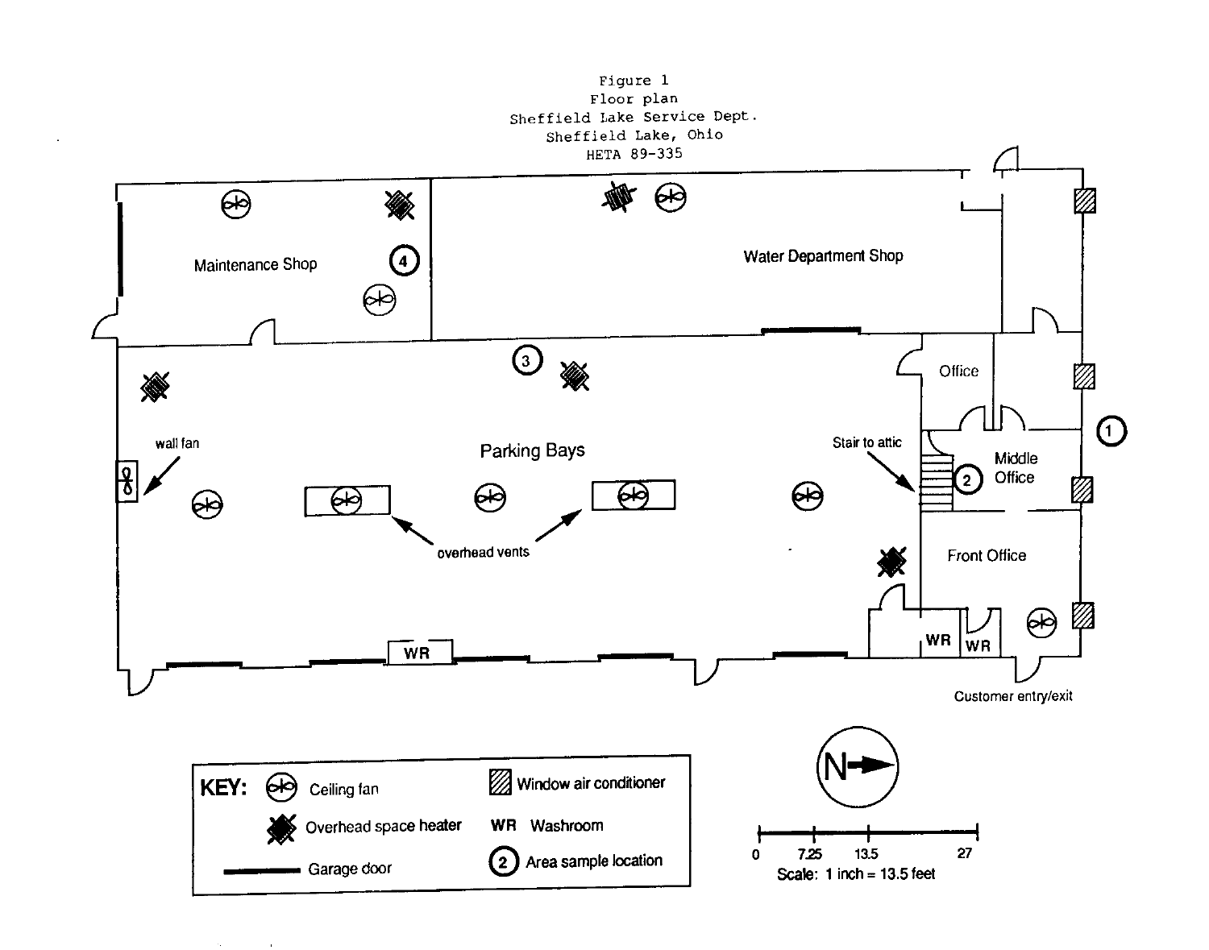Figure 1
Floor plan
Sheffield Lake Service Dept.
Sheffield Lake, Ohio
HETA 89-335

Maintenance Shop

Water Department Shop

Office

Parking Bays

wall fan

Stair to attic

Middle Office

overhead vents

Front Office

WR

WR

WR

Customer entry/exit

KEY: Ceiling fan — Window air conditioner — Overhead space heater — WR Washroom — Garage door — ② Area sample location

N

0 7.25 13.5 27

Scale: 1 inch = 13.5 feet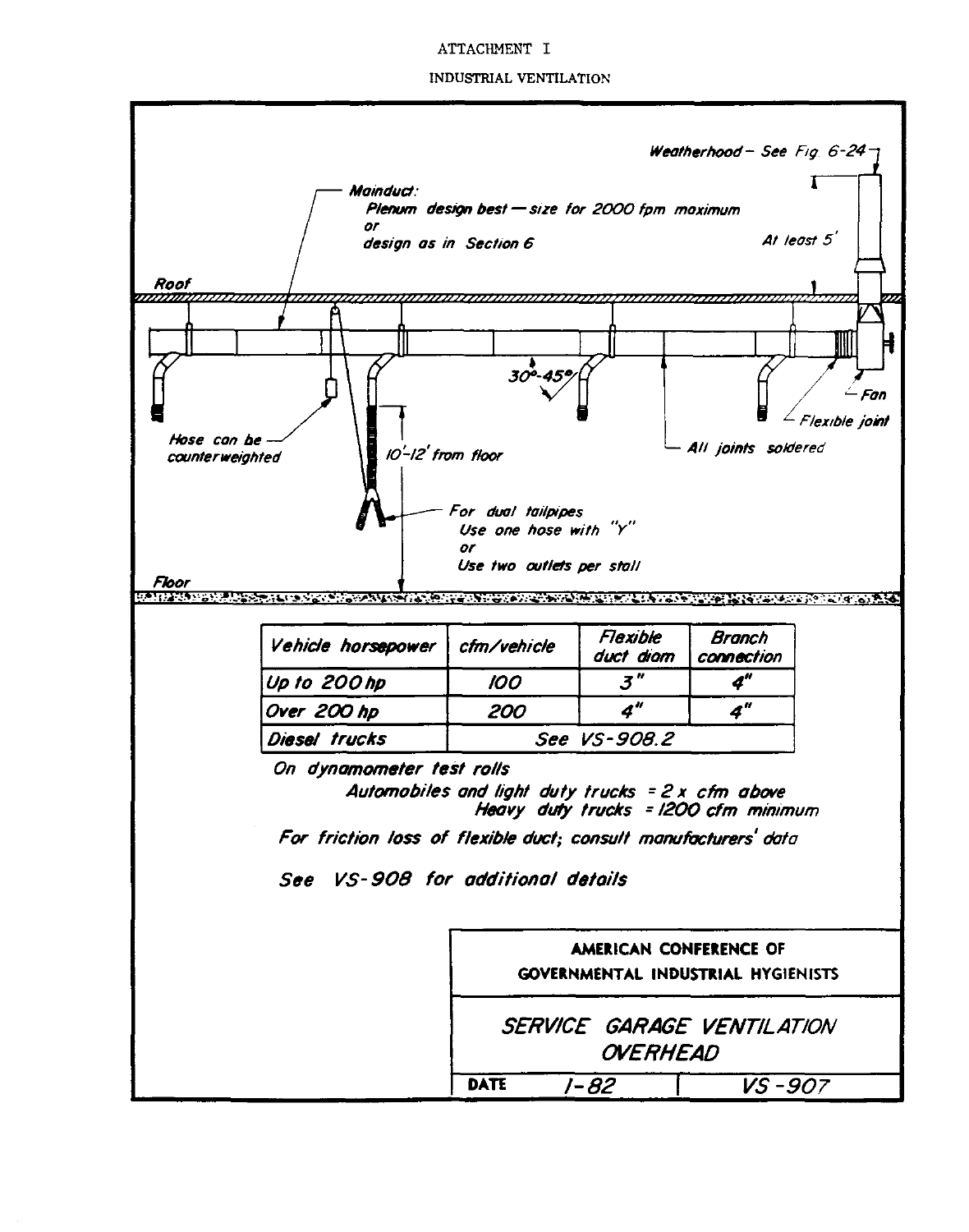ATTACHMENT I

INDUSTRIAL VENTILATION

Weatherhood – See Fig. 6-24

Mainduct:
Plenum design best — size for 2000 fpm maximum
or
design as in Section 6

At least 5'

Roof

30°-45°

Fan

Flexible joint

All joints soldered

Hose can be counterweighted

10'-12' from floor

For dual tailpipes
Use one hose with "Y"
or
Use two outlets per stall

Floor

| Vehicle horsepower | cfm/vehicle | Flexible duct diam | Branch connection |
|---|---|---|---|
| Up to 200 hp | 100 | 3" | 4" |
| Over 200 hp | 200 | 4" | 4" |
| Diesel trucks | See VS-908.2 | | |

On dynamometer test rolls

Automobiles and light duty trucks = 2 x cfm above
Heavy duty trucks = 1200 cfm minimum

For friction loss of flexible duct; consult manufacturers' data

See VS-908 for additional details

AMERICAN CONFERENCE OF GOVERNMENTAL INDUSTRIAL HYGIENISTS

SERVICE GARAGE VENTILATION OVERHEAD

DATE 1-82 VS-907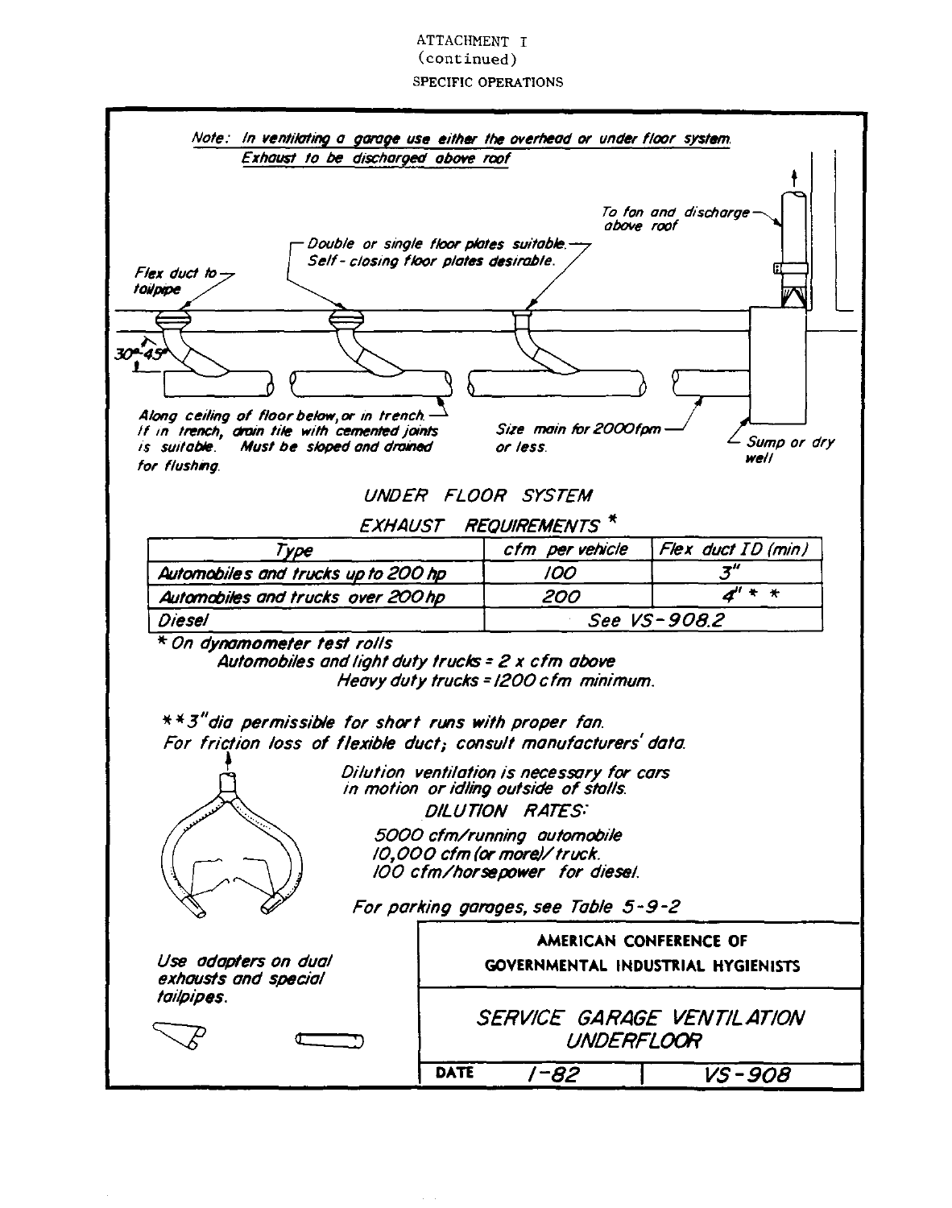ATTACHMENT I
(continued)

SPECIFIC OPERATIONS

*Note: In ventilating a garage use either the overhead or under floor system. Exhaust to be discharged above roof*

Flex duct to tailpipe

Double or single floor plates suitable. Self-closing floor plates desirable.

To fan and discharge above roof

30°-45°

Along ceiling of floor below, or in trench. If in trench, drain tile with cemented joints is suitable. Must be sloped and drained for flushing.

Size main for 2000fpm or less.

Sump or dry well

## UNDER FLOOR SYSTEM

### EXHAUST REQUIREMENTS *

| Type | cfm per vehicle | Flex duct ID (min) |
|---|---|---|
| Automobiles and trucks up to 200 hp | 100 | 3" |
| Automobiles and trucks over 200 hp | 200 | 4" * * |
| Diesel | See VS-908.2 | |

\* On dynamometer test rolls
Automobiles and light duty trucks = 2 x cfm above
Heavy duty trucks = 1200 cfm minimum.

\*\* 3" dia permissible for short runs with proper fan.
For friction loss of flexible duct; consult manufacturers' data.

Dilution ventilation is necessary for cars in motion or idling outside of stalls.

DILUTION RATES:

5000 cfm/running automobile
10,000 cfm (or more)/truck.
100 cfm/horsepower for diesel.

For parking garages, see Table 5-9-2

Use adapters on dual exhausts and special tailpipes.

AMERICAN CONFERENCE OF GOVERNMENTAL INDUSTRIAL HYGIENISTS

SERVICE GARAGE VENTILATION UNDERFLOOR

DATE 1-82 | VS-908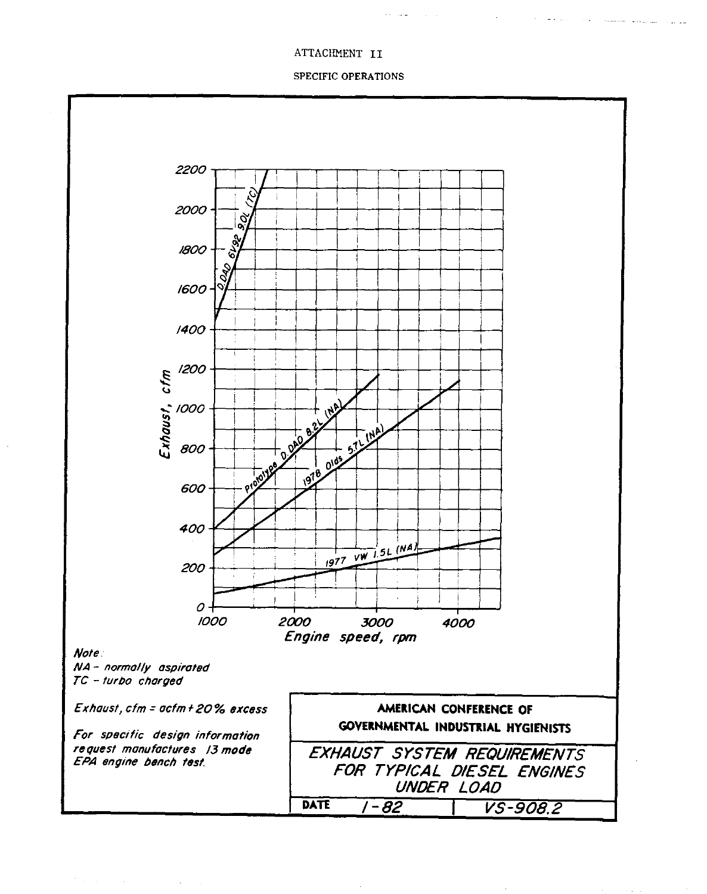ATTACHMENT II

SPECIFIC OPERATIONS

2200
2000
1800
1600
1400
1200
1000
800
600
400
200
0

Exhaust, cfm

1000
2000
3000
4000

Engine speed, rpm

D.DAD 6V92 9.0L (TC)

Prototype D.DAD 8.2L (NA)

1978 Olds 5.7L (NA)

1977 VW 1.5L (NA)

*Note:*
*NA - normally aspirated*
*TC - turbo charged*

*Exhaust, cfm = acfm + 20% excess*

*For specific design information request manufactures 13 mode EPA engine bench test.*

**AMERICAN CONFERENCE OF GOVERNMENTAL INDUSTRIAL HYGIENISTS**

*EXHAUST SYSTEM REQUIREMENTS FOR TYPICAL DIESEL ENGINES UNDER LOAD*

**DATE** *1-82* | *VS-908.2*